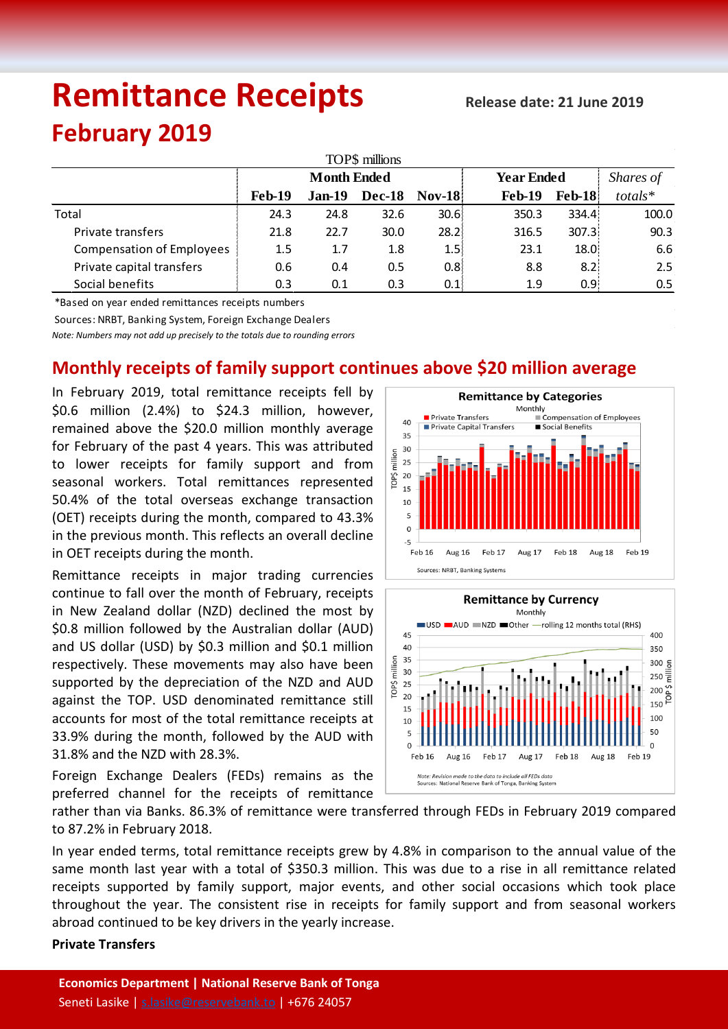# Remittance Receipts

**Release date: 21 June 2019**

## February 2019

| TOP$ millions | Month Ended | | | | Year Ended | | *Shares of* |
|---|---|---|---|---|---|---|---|
| | **Feb-19** | **Jan-19** | **Dec-18** | **Nov-18** | **Feb-19** | **Feb-18** | *totals** |
| Total | 24.3 | 24.8 | 32.6 | 30.6 | 350.3 | 334.4 | 100.0 |
| Private transfers | 21.8 | 22.7 | 30.0 | 28.2 | 316.5 | 307.3 | 90.3 |
| Compensation of Employees | 1.5 | 1.7 | 1.8 | 1.5 | 23.1 | 18.0 | 6.6 |
| Private capital transfers | 0.6 | 0.4 | 0.5 | 0.8 | 8.8 | 8.2 | 2.5 |
| Social benefits | 0.3 | 0.1 | 0.3 | 0.1 | 1.9 | 0.9 | 0.5 |

*Based on year ended remittances receipts numbers

Sources: NRBT, Banking System, Foreign Exchange Dealers

*Note: Numbers may not add up precisely to the totals due to rounding errors*

## Monthly receipts of family support continues above $20 million average

In February 2019, total remittance receipts fell by $0.6 million (2.4%) to $24.3 million, however, remained above the $20.0 million monthly average for February of the past 4 years. This was attributed to lower receipts for family support and from seasonal workers. Total remittances represented 50.4% of the total overseas exchange transaction (OET) receipts during the month, compared to 43.3% in the previous month. This reflects an overall decline in OET receipts during the month.

Remittance receipts in major trading currencies continue to fall over the month of February, receipts in New Zealand dollar (NZD) declined the most by $0.8 million followed by the Australian dollar (AUD) and US dollar (USD) by $0.3 million and $0.1 million respectively. These movements may also have been supported by the depreciation of the NZD and AUD against the TOP. USD denominated remittance still accounts for most of the total remittance receipts at 33.9% during the month, followed by the AUD with 31.8% and the NZD with 28.3%.

Foreign Exchange Dealers (FEDs) remains as the preferred channel for the receipts of remittance rather than via Banks. 86.3% of remittance were transferred through FEDs in February 2019 compared to 87.2% in February 2018.

In year ended terms, total remittance receipts grew by 4.8% in comparison to the annual value of the same month last year with a total of $350.3 million. This was due to a rise in all remittance related receipts supported by family support, major events, and other social occasions which took place throughout the year. The consistent rise in receipts for family support and from seasonal workers abroad continued to be key drivers in the yearly increase.

**Private Transfers**

**Economics Department | National Reserve Bank of Tonga**

Seneti Lasike | s.lasike@reservebank.to | +676 24057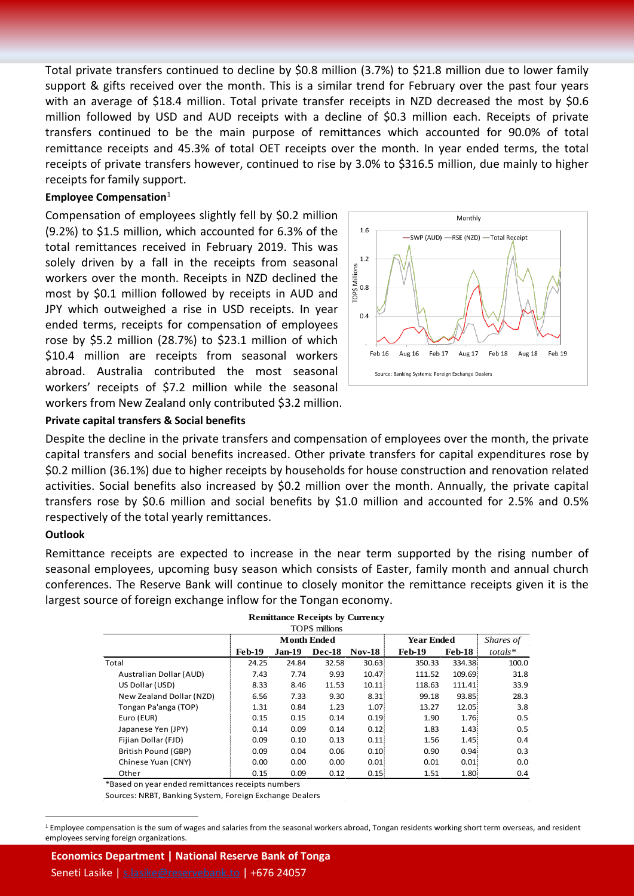Total private transfers continued to decline by $0.8 million (3.7%) to $21.8 million due to lower family support & gifts received over the month. This is a similar trend for February over the past four years with an average of $18.4 million. Total private transfer receipts in NZD decreased the most by $0.6 million followed by USD and AUD receipts with a decline of $0.3 million each. Receipts of private transfers continued to be the main purpose of remittances which accounted for 90.0% of total remittance receipts and 45.3% of total OET receipts over the month. In year ended terms, the total receipts of private transfers however, continued to rise by 3.0% to $316.5 million, due mainly to higher receipts for family support.

**Employee Compensation**[1]

Compensation of employees slightly fell by $0.2 million (9.2%) to $1.5 million, which accounted for 6.3% of the total remittances received in February 2019. This was solely driven by a fall in the receipts from seasonal workers over the month. Receipts in NZD declined the most by $0.1 million followed by receipts in AUD and JPY which outweighed a rise in USD receipts. In year ended terms, receipts for compensation of employees rose by $5.2 million (28.7%) to $23.1 million of which $10.4 million are receipts from seasonal workers abroad. Australia contributed the most seasonal workers' receipts of $7.2 million while the seasonal workers from New Zealand only contributed $3.2 million.

Monthly

SWP (AUD) — RSE (NZD) — Total Receipt

TOP$ Millions

1.6
1.2
0.8
0.4
-

Feb 16 Aug 16 Feb 17 Aug 17 Feb 18 Aug 18 Feb 19

Source: Banking Systems; Foreign Exchange Dealers

**Private capital transfers & Social benefits**

Despite the decline in the private transfers and compensation of employees over the month, the private capital transfers and social benefits increased. Other private transfers for capital expenditures rose by $0.2 million (36.1%) due to higher receipts by households for house construction and renovation related activities. Social benefits also increased by $0.2 million over the month. Annually, the private capital transfers rose by $0.6 million and social benefits by $1.0 million and accounted for 2.5% and 0.5% respectively of the total yearly remittances.

**Outlook**

Remittance receipts are expected to increase in the near term supported by the rising number of seasonal employees, upcoming busy season which consists of Easter, family month and annual church conferences. The Reserve Bank will continue to closely monitor the remittance receipts given it is the largest source of foreign exchange inflow for the Tongan economy.

**Remittance Receipts by Currency**

TOP$ millions

| | Month Ended | | | | Year Ended | | *Shares of* |
|---|---|---|---|---|---|---|---|
| | Feb-19 | Jan-19 | Dec-18 | Nov-18 | Feb-19 | Feb-18 | *totals\** |
| Total | 24.25 | 24.84 | 32.58 | 30.63 | 350.33 | 334.38 | 100.0 |
| Australian Dollar (AUD) | 7.43 | 7.74 | 9.93 | 10.47 | 111.52 | 109.69 | 31.8 |
| US Dollar (USD) | 8.33 | 8.46 | 11.53 | 10.11 | 118.63 | 111.41 | 33.9 |
| New Zealand Dollar (NZD) | 6.56 | 7.33 | 9.30 | 8.31 | 99.18 | 93.85 | 28.3 |
| Tongan Pa'anga (TOP) | 1.31 | 0.84 | 1.23 | 1.07 | 13.27 | 12.05 | 3.8 |
| Euro (EUR) | 0.15 | 0.15 | 0.14 | 0.19 | 1.90 | 1.76 | 0.5 |
| Japanese Yen (JPY) | 0.14 | 0.09 | 0.14 | 0.12 | 1.83 | 1.43 | 0.5 |
| Fijian Dollar (FJD) | 0.09 | 0.10 | 0.13 | 0.11 | 1.56 | 1.45 | 0.4 |
| British Pound (GBP) | 0.09 | 0.04 | 0.06 | 0.10 | 0.90 | 0.94 | 0.3 |
| Chinese Yuan (CNY) | 0.00 | 0.00 | 0.00 | 0.01 | 0.01 | 0.01 | 0.0 |
| Other | 0.15 | 0.09 | 0.12 | 0.15 | 1.51 | 1.80 | 0.4 |

*Based on year ended remittances receipts numbers

Sources: NRBT, Banking System, Foreign Exchange Dealers

[1] Employee compensation is the sum of wages and salaries from the seasonal workers abroad, Tongan residents working short term overseas, and resident employees serving foreign organizations.

**Economics Department | National Reserve Bank of Tonga**

Seneti Lasike | s.lasike@reservebank.to | +676 24057